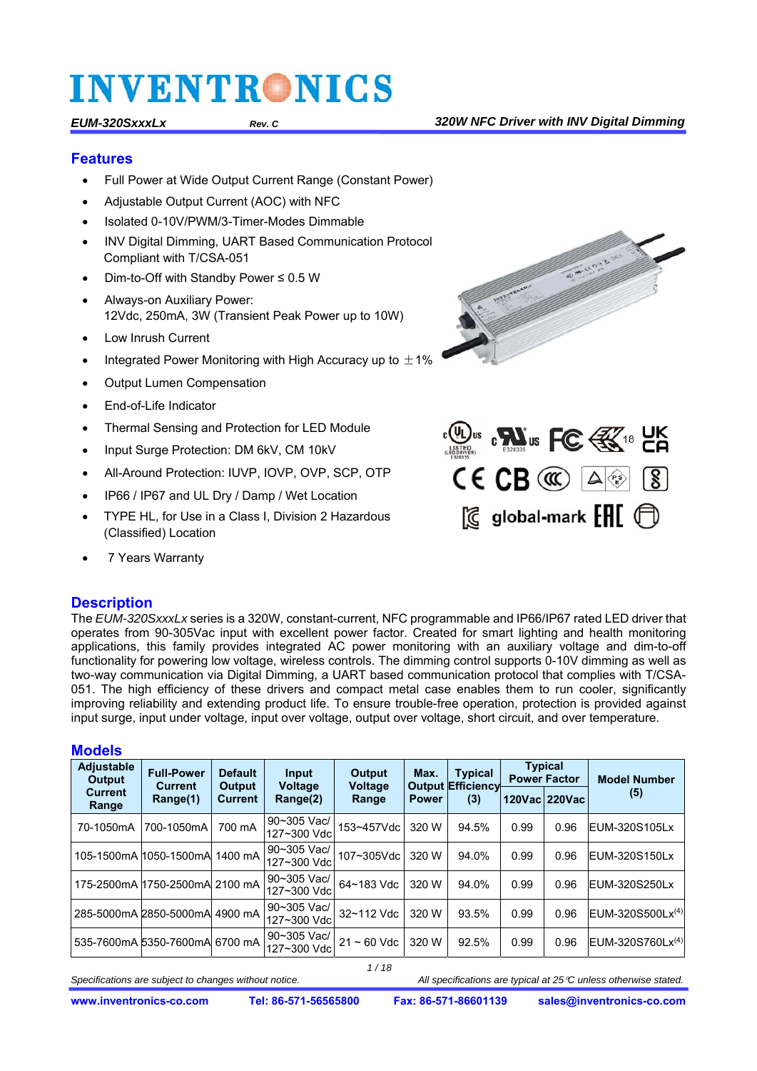# INVENTRONICS

*EUM-320SxxxLx* *Rev. C* *320W NFC Driver with INV Digital Dimming*

## Features

- Full Power at Wide Output Current Range (Constant Power)
- Adjustable Output Current (AOC) with NFC
- Isolated 0-10V/PWM/3-Timer-Modes Dimmable
- INV Digital Dimming, UART Based Communication Protocol Compliant with T/CSA-051
- Dim-to-Off with Standby Power ≤ 0.5 W
- Always-on Auxiliary Power: 12Vdc, 250mA, 3W (Transient Peak Power up to 10W)
- Low Inrush Current
- Integrated Power Monitoring with High Accuracy up to ±1%
- Output Lumen Compensation
- End-of-Life Indicator
- Thermal Sensing and Protection for LED Module
- Input Surge Protection: DM 6kV, CM 10kV
- All-Around Protection: IUVP, IOVP, OVP, SCP, OTP
- IP66 / IP67 and UL Dry / Damp / Wet Location
- TYPE HL, for Use in a Class I, Division 2 Hazardous (Classified) Location
- 7 Years Warranty

## Description

The *EUM-320SxxxLx* series is a 320W, constant-current, NFC programmable and IP66/IP67 rated LED driver that operates from 90-305Vac input with excellent power factor. Created for smart lighting and health monitoring applications, this family provides integrated AC power monitoring with an auxiliary voltage and dim-to-off functionality for powering low voltage, wireless controls. The dimming control supports 0-10V dimming as well as two-way communication via Digital Dimming, a UART based communication protocol that complies with T/CSA-051. The high efficiency of these drivers and compact metal case enables them to run cooler, significantly improving reliability and extending product life. To ensure trouble-free operation, protection is provided against input surge, input under voltage, input over voltage, output over voltage, short circuit, and over temperature.

## Models

| Adjustable Output Current Range | Full-Power Current Range(1) | Default Output Current | Input Voltage Range(2) | Output Voltage Range | Max. Output Power | Typical Efficiency (3) | Typical Power Factor | | Model Number (5) |
|---|---|---|---|---|---|---|---|---|---|
| | | | | | | | 120Vac | 220Vac | |
| 70-1050mA | 700-1050mA | 700 mA | 90~305 Vac/ 127~300 Vdc | 153~457Vdc | 320 W | 94.5% | 0.99 | 0.96 | EUM-320S105Lx |
| 105-1500mA | 1050-1500mA | 1400 mA | 90~305 Vac/ 127~300 Vdc | 107~305Vdc | 320 W | 94.0% | 0.99 | 0.96 | EUM-320S150Lx |
| 175-2500mA | 1750-2500mA | 2100 mA | 90~305 Vac/ 127~300 Vdc | 64~183 Vdc | 320 W | 94.0% | 0.99 | 0.96 | EUM-320S250Lx |
| 285-5000mA | 2850-5000mA | 4900 mA | 90~305 Vac/ 127~300 Vdc | 32~112 Vdc | 320 W | 93.5% | 0.99 | 0.96 | EUM-320S500Lx(4) |
| 535-7600mA | 5350-7600mA | 6700 mA | 90~305 Vac/ 127~300 Vdc | 21 ~ 60 Vdc | 320 W | 92.5% | 0.99 | 0.96 | EUM-320S760Lx(4) |

*Specifications are subject to changes without notice.* *All specifications are typical at 25℃ unless otherwise stated.*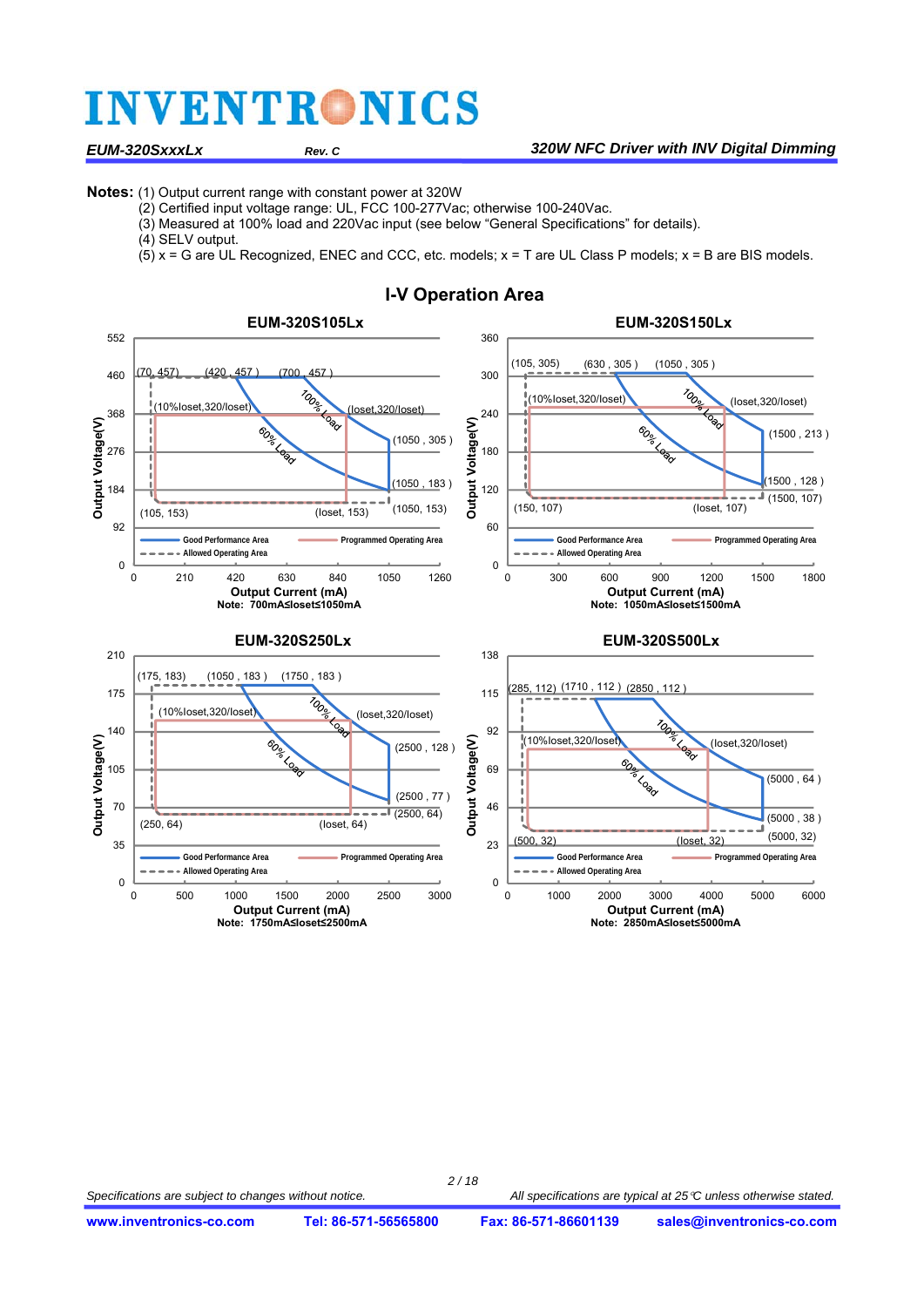**Notes:** (1) Output current range with constant power at 320W
(2) Certified input voltage range: UL, FCC 100-277Vac; otherwise 100-240Vac.
(3) Measured at 100% load and 220Vac input (see below “General Specifications” for details).
(4) SELV output.
(5) x = G are UL Recognized, ENEC and CCC, etc. models; x = T are UL Class P models; x = B are BIS models.

## I-V Operation Area

### EUM-320S105Lx

Output Voltage(V) vs Output Current (mA)

Points: (70, 457), (420, 457), (700, 457), (10%Ioset,320/Ioset), (Ioset,320/Ioset), (1050, 305), (1050, 183), (1050, 153), (105, 153), (Ioset, 153); 100% Load; 60% Load

Legend: Good Performance Area; Programmed Operating Area; Allowed Operating Area

Note: 700mA≤Ioset≤1050mA

### EUM-320S150Lx

Output Voltage(V) vs Output Current (mA)

Points: (105, 305), (630, 305), (1050, 305), (10%Ioset,320/Ioset), (Ioset,320/Ioset), (1500, 213), (1500, 128), (1500, 107), (150, 107), (Ioset, 107); 100% Load; 60% Load

Legend: Good Performance Area; Programmed Operating Area; Allowed Operating Area

Note: 1050mA≤Ioset≤1500mA

### EUM-320S250Lx

Output Voltage(V) vs Output Current (mA)

Points: (175, 183), (1050, 183), (1750, 183), (10%Ioset,320/Ioset), (Ioset,320/Ioset), (2500, 128), (2500, 77), (2500, 64), (250, 64), (Ioset, 64); 100% Load; 60% Load

Legend: Good Performance Area; Programmed Operating Area; Allowed Operating Area

Note: 1750mA≤Ioset≤2500mA

### EUM-320S500Lx

Output Voltage(V) vs Output Current (mA)

Points: (285, 112), (1710, 112), (2850, 112), (10%Ioset,320/Ioset), (Ioset,320/Ioset), (5000, 64), (5000, 38), (5000, 32), (500, 32), (Ioset, 32); 100% Load; 60% Load

Legend: Good Performance Area; Programmed Operating Area; Allowed Operating Area

Note: 2850mA≤Ioset≤5000mA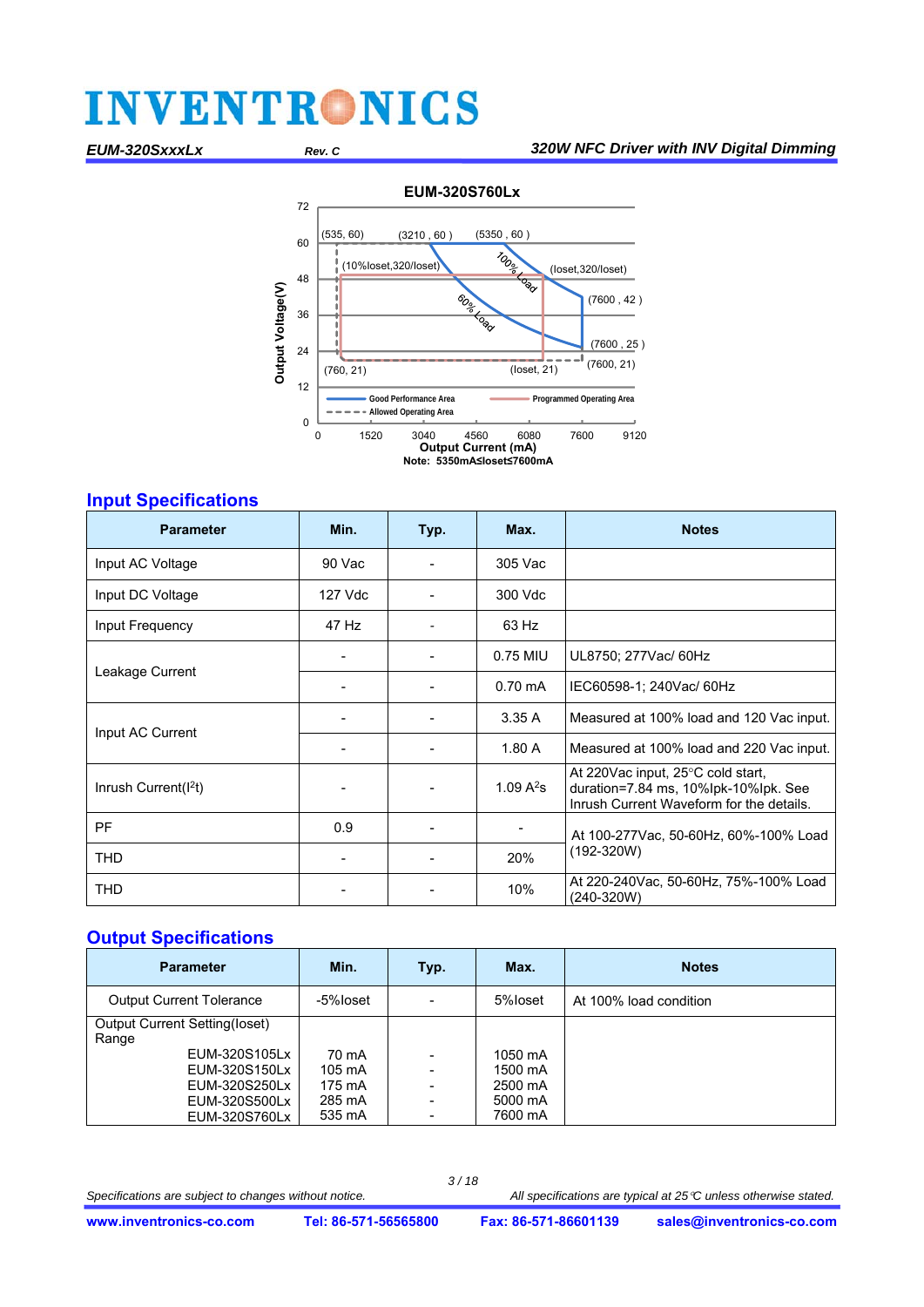EUM-320S760Lx

72
60
48
36
24
12
0

Output Voltage(V)

(535, 60) (3210 , 60 ) (5350 , 60 )
(10%Ioset,320/Ioset)
100% Load
(Ioset,320/Ioset)
60% Load
(7600 , 42 )
(7600 , 25 )
(7600, 21)
(760, 21) (Ioset, 21)

Good Performance Area
Programmed Operating Area
Allowed Operating Area

0 1520 3040 4560 6080 7600 9120

Output Current (mA)

Note: 5350mA≤Ioset≤7600mA

## Input Specifications

| Parameter | Min. | Typ. | Max. | Notes |
|---|---|---|---|---|
| Input AC Voltage | 90 Vac | - | 305 Vac | |
| Input DC Voltage | 127 Vdc | - | 300 Vdc | |
| Input Frequency | 47 Hz | - | 63 Hz | |
| Leakage Current | - | - | 0.75 MIU | UL8750; 277Vac/ 60Hz |
| | - | - | 0.70 mA | IEC60598-1; 240Vac/ 60Hz |
| Input AC Current | - | - | 3.35 A | Measured at 100% load and 120 Vac input. |
| | - | - | 1.80 A | Measured at 100% load and 220 Vac input. |
| Inrush Current($I^2t$) | - | - | 1.09 $A^2s$ | At 220Vac input, 25°C cold start, duration=7.84 ms, 10%Ipk-10%Ipk. See Inrush Current Waveform for the details. |
| PF | 0.9 | - | - | At 100-277Vac, 50-60Hz, 60%-100% Load (192-320W) |
| THD | - | - | 20% | |
| THD | - | - | 10% | At 220-240Vac, 50-60Hz, 75%-100% Load (240-320W) |

## Output Specifications

| Parameter | Min. | Typ. | Max. | Notes |
|---|---|---|---|---|
| Output Current Tolerance | -5%Ioset | - | 5%Ioset | At 100% load condition |
| Output Current Setting(Ioset) Range | | | | |
| EUM-320S105Lx | 70 mA | - | 1050 mA | |
| EUM-320S150Lx | 105 mA | - | 1500 mA | |
| EUM-320S250Lx | 175 mA | - | 2500 mA | |
| EUM-320S500Lx | 285 mA | - | 5000 mA | |
| EUM-320S760Lx | 535 mA | - | 7600 mA | |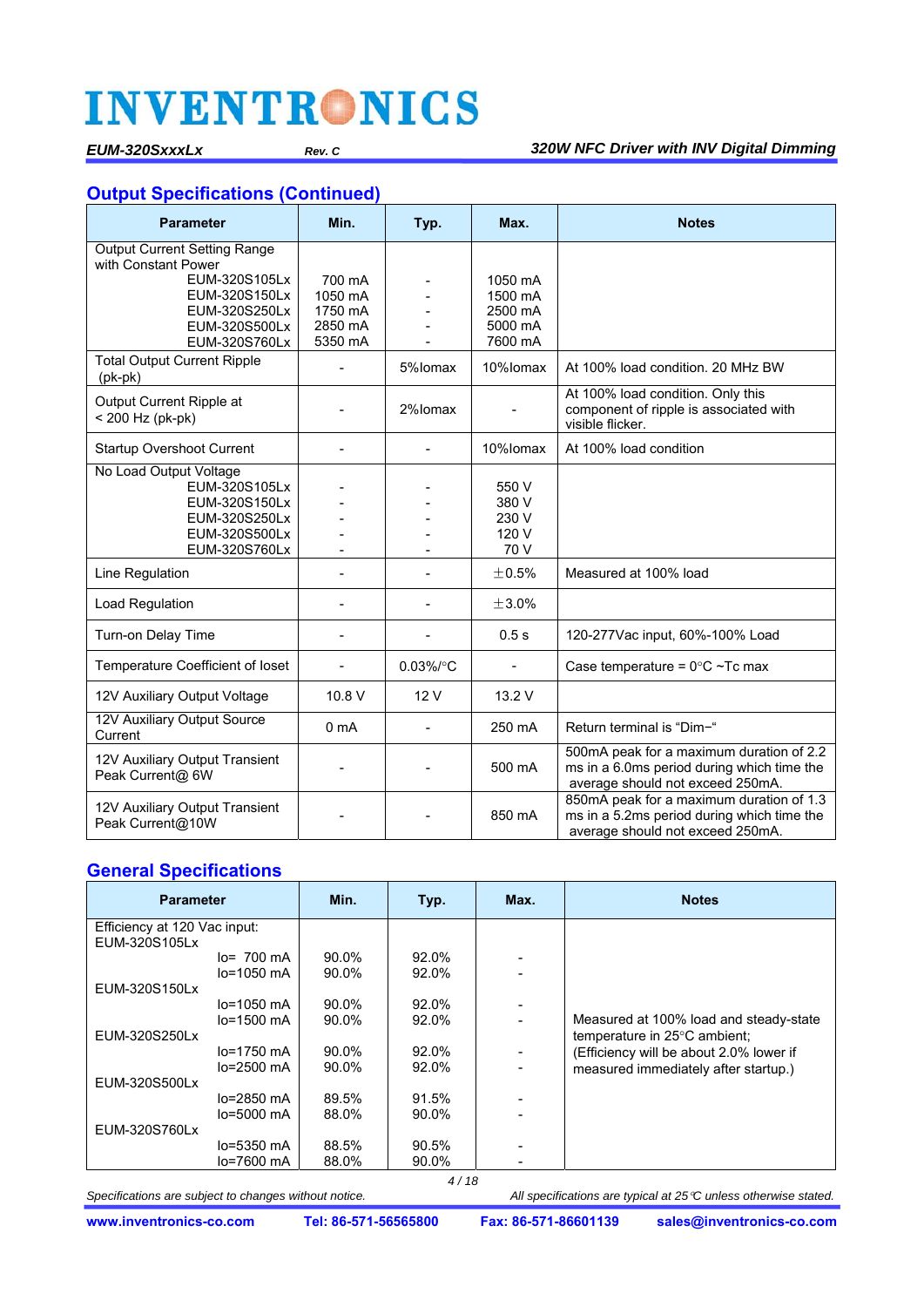## Output Specifications (Continued)

| Parameter | Min. | Typ. | Max. | Notes |
|---|---|---|---|---|
| Output Current Setting Range with Constant Power<br>EUM-320S105Lx<br>EUM-320S150Lx<br>EUM-320S250Lx<br>EUM-320S500Lx<br>EUM-320S760Lx | <br><br>700 mA<br>1050 mA<br>1750 mA<br>2850 mA<br>5350 mA | <br><br>-<br>-<br>-<br>-<br>- | <br><br>1050 mA<br>1500 mA<br>2500 mA<br>5000 mA<br>7600 mA | |
| Total Output Current Ripple (pk-pk) | - | 5%Iomax | 10%Iomax | At 100% load condition. 20 MHz BW |
| Output Current Ripple at < 200 Hz (pk-pk) | - | 2%Iomax | - | At 100% load condition. Only this component of ripple is associated with visible flicker. |
| Startup Overshoot Current | - | - | 10%Iomax | At 100% load condition |
| No Load Output Voltage<br>EUM-320S105Lx<br>EUM-320S150Lx<br>EUM-320S250Lx<br>EUM-320S500Lx<br>EUM-320S760Lx | <br>-<br>-<br>-<br>-<br>- | <br>-<br>-<br>-<br>-<br>- | <br>550 V<br>380 V<br>230 V<br>120 V<br>70 V | |
| Line Regulation | - | - | ±0.5% | Measured at 100% load |
| Load Regulation | - | - | ±3.0% | |
| Turn-on Delay Time | - | - | 0.5 s | 120-277Vac input, 60%-100% Load |
| Temperature Coefficient of Ioset | - | 0.03%/°C | - | Case temperature = 0°C ~Tc max |
| 12V Auxiliary Output Voltage | 10.8 V | 12 V | 13.2 V | |
| 12V Auxiliary Output Source Current | 0 mA | - | 250 mA | Return terminal is "Dim−" |
| 12V Auxiliary Output Transient Peak Current@ 6W | - | - | 500 mA | 500mA peak for a maximum duration of 2.2 ms in a 6.0ms period during which time the average should not exceed 250mA. |
| 12V Auxiliary Output Transient Peak Current@10W | - | - | 850 mA | 850mA peak for a maximum duration of 1.3 ms in a 5.2ms period during which time the average should not exceed 250mA. |

## General Specifications

| Parameter | Min. | Typ. | Max. | Notes |
|---|---|---|---|---|
| Efficiency at 120 Vac input:<br>EUM-320S105Lx<br>Io= 700 mA<br>Io=1050 mA<br>EUM-320S150Lx<br>Io=1050 mA<br>Io=1500 mA<br>EUM-320S250Lx<br>Io=1750 mA<br>Io=2500 mA<br>EUM-320S500Lx<br>Io=2850 mA<br>Io=5000 mA<br>EUM-320S760Lx<br>Io=5350 mA<br>Io=7600 mA | <br><br>90.0%<br>90.0%<br><br>90.0%<br>90.0%<br><br>90.0%<br>90.0%<br><br>89.5%<br>88.0%<br><br>88.5%<br>88.0% | <br><br>92.0%<br>92.0%<br><br>92.0%<br>92.0%<br><br>92.0%<br>92.0%<br><br>91.5%<br>90.0%<br><br>90.5%<br>90.0% | <br><br>-<br>-<br><br>-<br>-<br><br>-<br>-<br><br>-<br>-<br><br>-<br>- | Measured at 100% load and steady-state temperature in 25°C ambient;<br>(Efficiency will be about 2.0% lower if measured immediately after startup.) |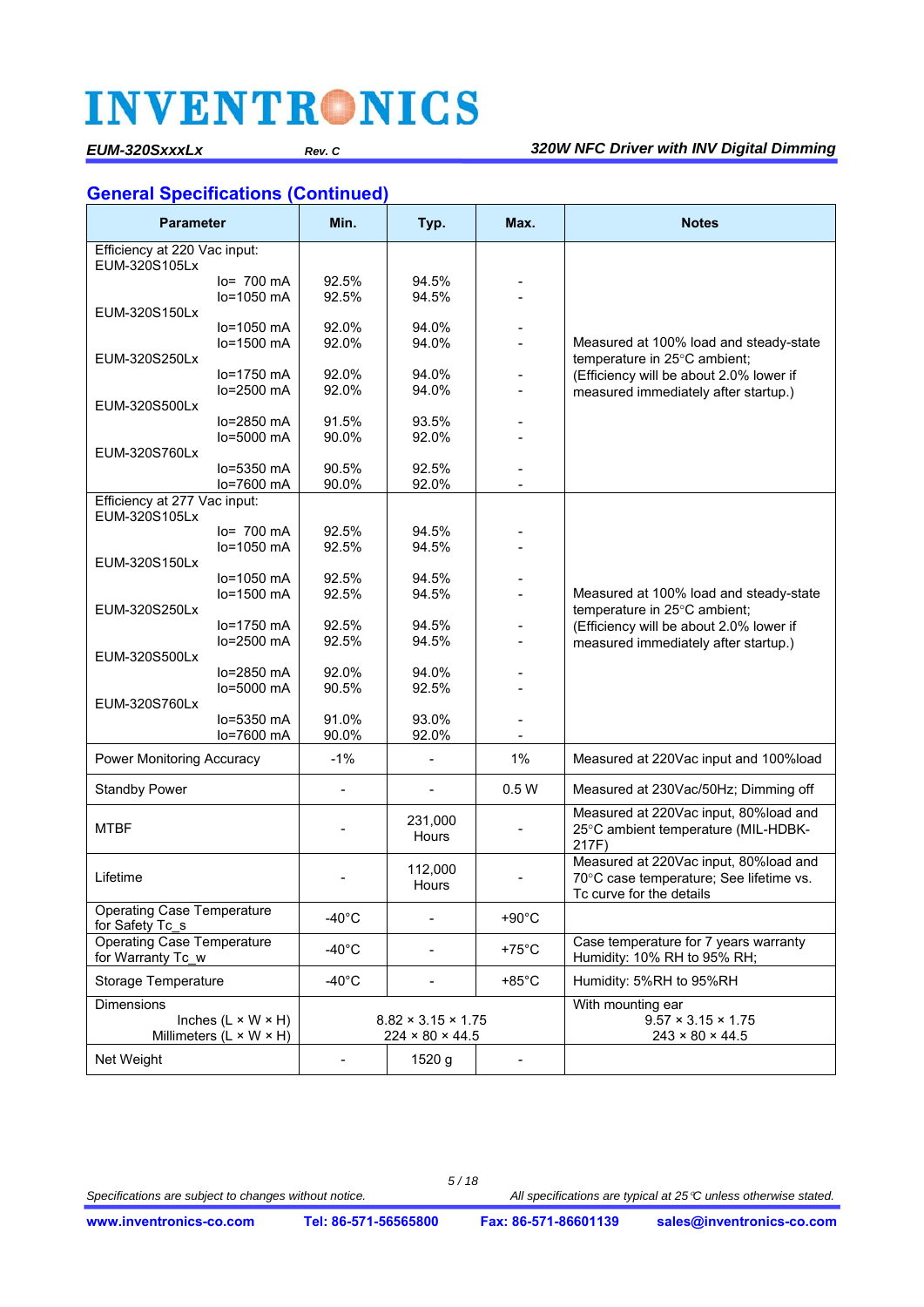## General Specifications (Continued)

| Parameter | Min. | Typ. | Max. | Notes |
|---|---|---|---|---|
| Efficiency at 220 Vac input: | | | | Measured at 100% load and steady-state temperature in 25°C ambient; (Efficiency will be about 2.0% lower if measured immediately after startup.) |
| EUM-320S105Lx | | | | |
| Io= 700 mA | 92.5% | 94.5% | - | |
| Io=1050 mA | 92.5% | 94.5% | - | |
| EUM-320S150Lx | | | | |
| Io=1050 mA | 92.0% | 94.0% | - | |
| Io=1500 mA | 92.0% | 94.0% | - | |
| EUM-320S250Lx | | | | |
| Io=1750 mA | 92.0% | 94.0% | - | |
| Io=2500 mA | 92.0% | 94.0% | - | |
| EUM-320S500Lx | | | | |
| Io=2850 mA | 91.5% | 93.5% | - | |
| Io=5000 mA | 90.0% | 92.0% | - | |
| EUM-320S760Lx | | | | |
| Io=5350 mA | 90.5% | 92.5% | - | |
| Io=7600 mA | 90.0% | 92.0% | - | |
| Efficiency at 277 Vac input: | | | | Measured at 100% load and steady-state temperature in 25°C ambient; (Efficiency will be about 2.0% lower if measured immediately after startup.) |
| EUM-320S105Lx | | | | |
| Io= 700 mA | 92.5% | 94.5% | - | |
| Io=1050 mA | 92.5% | 94.5% | - | |
| EUM-320S150Lx | | | | |
| Io=1050 mA | 92.5% | 94.5% | - | |
| Io=1500 mA | 92.5% | 94.5% | - | |
| EUM-320S250Lx | | | | |
| Io=1750 mA | 92.5% | 94.5% | - | |
| Io=2500 mA | 92.5% | 94.5% | - | |
| EUM-320S500Lx | | | | |
| Io=2850 mA | 92.0% | 94.0% | - | |
| Io=5000 mA | 90.5% | 92.5% | - | |
| EUM-320S760Lx | | | | |
| Io=5350 mA | 91.0% | 93.0% | - | |
| Io=7600 mA | 90.0% | 92.0% | - | |
| Power Monitoring Accuracy | -1% | - | 1% | Measured at 220Vac input and 100%load |
| Standby Power | - | - | 0.5 W | Measured at 230Vac/50Hz; Dimming off |
| MTBF | - | 231,000 Hours | - | Measured at 220Vac input, 80%load and 25°C ambient temperature (MIL-HDBK-217F) |
| Lifetime | - | 112,000 Hours | - | Measured at 220Vac input, 80%load and 70°C case temperature; See lifetime vs. Tc curve for the details |
| Operating Case Temperature for Safety Tc_s | -40°C | - | +90°C | |
| Operating Case Temperature for Warranty Tc_w | -40°C | - | +75°C | Case temperature for 7 years warranty Humidity: 10% RH to 95% RH; |
| Storage Temperature | -40°C | - | +85°C | Humidity: 5%RH to 95%RH |
| Dimensions<br>Inches (L × W × H)<br>Millimeters (L × W × H) | | 8.82 × 3.15 × 1.75<br>224 × 80 × 44.5 | | With mounting ear<br>9.57 × 3.15 × 1.75<br>243 × 80 × 44.5 |
| Net Weight | - | 1520 g | - | |

Specifications are subject to changes without notice.

All specifications are typical at 25℃ unless otherwise stated.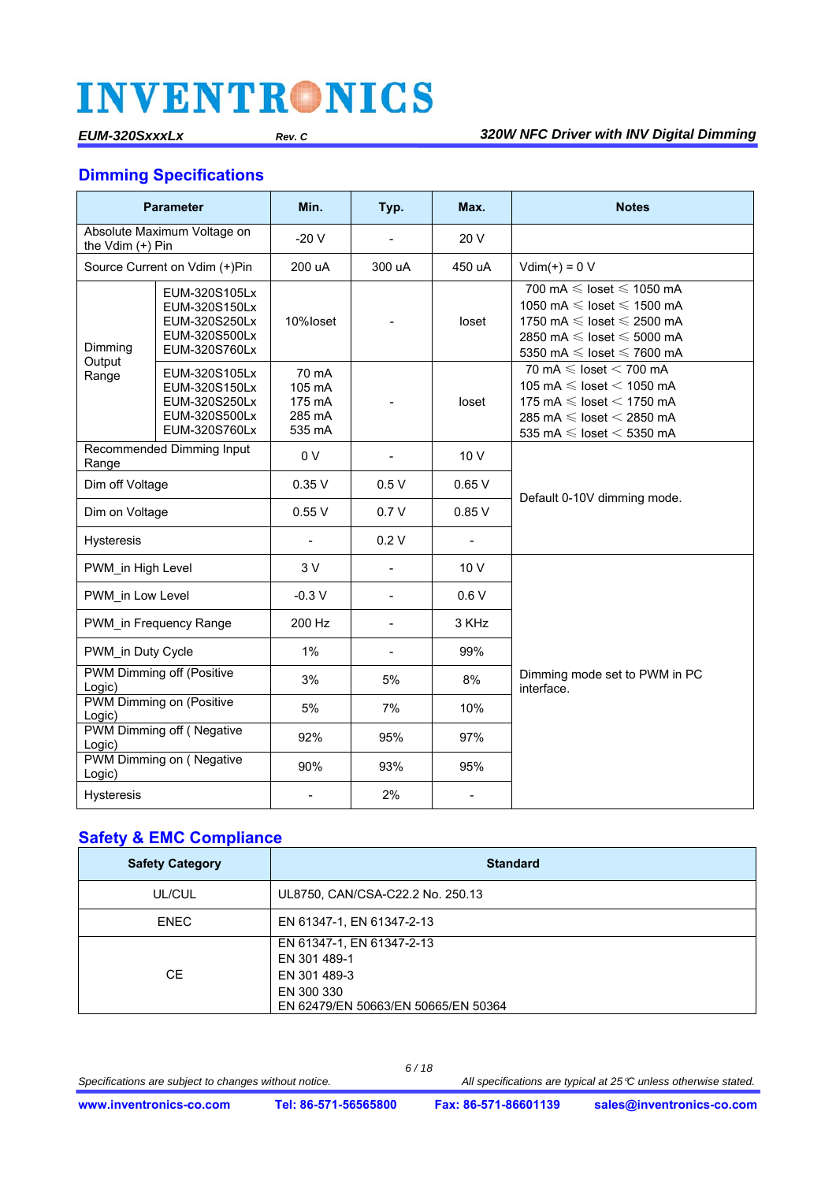## Dimming Specifications

| Parameter | | Min. | Typ. | Max. | Notes |
|---|---|---|---|---|---|
| Absolute Maximum Voltage on the Vdim (+) Pin | | -20 V | - | 20 V | |
| Source Current on Vdim (+)Pin | | 200 uA | 300 uA | 450 uA | Vdim(+) = 0 V |
| Dimming Output Range | EUM-320S105Lx<br>EUM-320S150Lx<br>EUM-320S250Lx<br>EUM-320S500Lx<br>EUM-320S760Lx | 10%Ioset | - | Ioset | 700 mA ≤ Ioset ≤ 1050 mA<br>1050 mA ≤ Ioset ≤ 1500 mA<br>1750 mA ≤ Ioset ≤ 2500 mA<br>2850 mA ≤ Ioset ≤ 5000 mA<br>5350 mA ≤ Ioset ≤ 7600 mA |
| | EUM-320S105Lx<br>EUM-320S150Lx<br>EUM-320S250Lx<br>EUM-320S500Lx<br>EUM-320S760Lx | 70 mA<br>105 mA<br>175 mA<br>285 mA<br>535 mA | - | Ioset | 70 mA ≤ Ioset < 700 mA<br>105 mA ≤ Ioset < 1050 mA<br>175 mA ≤ Ioset < 1750 mA<br>285 mA ≤ Ioset < 2850 mA<br>535 mA ≤ Ioset < 5350 mA |
| Recommended Dimming Input Range | | 0 V | - | 10 V | Default 0-10V dimming mode. |
| Dim off Voltage | | 0.35 V | 0.5 V | 0.65 V | |
| Dim on Voltage | | 0.55 V | 0.7 V | 0.85 V | |
| Hysteresis | | - | 0.2 V | - | |
| PWM_in High Level | | 3 V | - | 10 V | Dimming mode set to PWM in PC interface. |
| PWM_in Low Level | | -0.3 V | - | 0.6 V | |
| PWM_in Frequency Range | | 200 Hz | - | 3 KHz | |
| PWM_in Duty Cycle | | 1% | - | 99% | |
| PWM Dimming off (Positive Logic) | | 3% | 5% | 8% | |
| PWM Dimming on (Positive Logic) | | 5% | 7% | 10% | |
| PWM Dimming off ( Negative Logic) | | 92% | 95% | 97% | |
| PWM Dimming on ( Negative Logic) | | 90% | 93% | 95% | |
| Hysteresis | | - | 2% | - | |

## Safety & EMC Compliance

| Safety Category | Standard |
|---|---|
| UL/CUL | UL8750, CAN/CSA-C22.2 No. 250.13 |
| ENEC | EN 61347-1, EN 61347-2-13 |
| CE | EN 61347-1, EN 61347-2-13<br>EN 301 489-1<br>EN 301 489-3<br>EN 300 330<br>EN 62479/EN 50663/EN 50665/EN 50364 |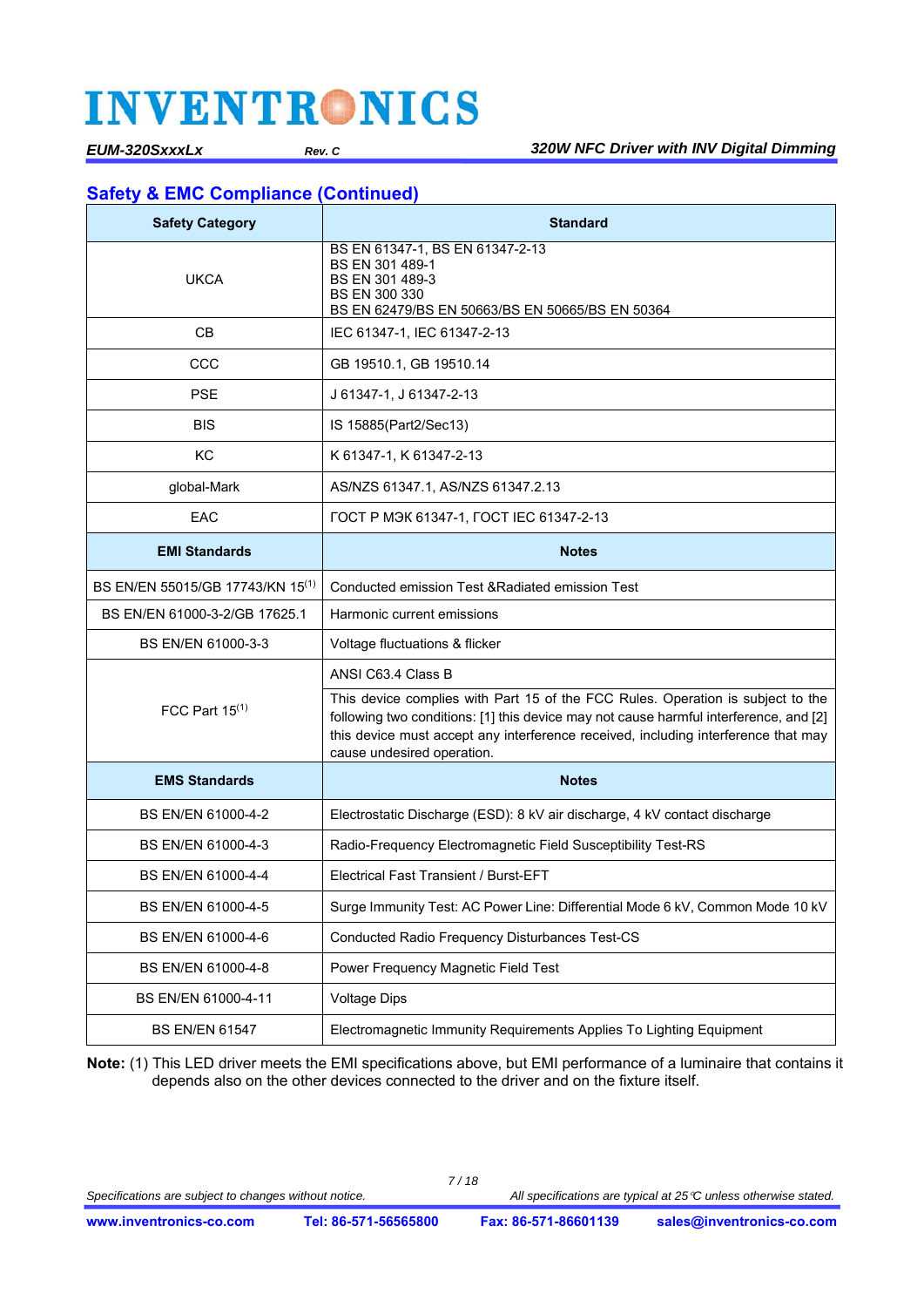## Safety & EMC Compliance (Continued)

| Safety Category | Standard |
|---|---|
| UKCA | BS EN 61347-1, BS EN 61347-2-13<br>BS EN 301 489-1<br>BS EN 301 489-3<br>BS EN 300 330<br>BS EN 62479/BS EN 50663/BS EN 50665/BS EN 50364 |
| CB | IEC 61347-1, IEC 61347-2-13 |
| CCC | GB 19510.1, GB 19510.14 |
| PSE | J 61347-1, J 61347-2-13 |
| BIS | IS 15885(Part2/Sec13) |
| KC | K 61347-1, K 61347-2-13 |
| global-Mark | AS/NZS 61347.1, AS/NZS 61347.2.13 |
| EAC | ГОСТ Р МЭК 61347-1, ГОСТ IEC 61347-2-13 |
| **EMI Standards** | **Notes** |
| BS EN/EN 55015/GB 17743/KN 15(1) | Conducted emission Test &Radiated emission Test |
| BS EN/EN 61000-3-2/GB 17625.1 | Harmonic current emissions |
| BS EN/EN 61000-3-3 | Voltage fluctuations & flicker |
| FCC Part 15(1) | ANSI C63.4 Class B |
| | This device complies with Part 15 of the FCC Rules. Operation is subject to the following two conditions: [1] this device may not cause harmful interference, and [2] this device must accept any interference received, including interference that may cause undesired operation. |
| **EMS Standards** | **Notes** |
| BS EN/EN 61000-4-2 | Electrostatic Discharge (ESD): 8 kV air discharge, 4 kV contact discharge |
| BS EN/EN 61000-4-3 | Radio-Frequency Electromagnetic Field Susceptibility Test-RS |
| BS EN/EN 61000-4-4 | Electrical Fast Transient / Burst-EFT |
| BS EN/EN 61000-4-5 | Surge Immunity Test: AC Power Line: Differential Mode 6 kV, Common Mode 10 kV |
| BS EN/EN 61000-4-6 | Conducted Radio Frequency Disturbances Test-CS |
| BS EN/EN 61000-4-8 | Power Frequency Magnetic Field Test |
| BS EN/EN 61000-4-11 | Voltage Dips |
| BS EN/EN 61547 | Electromagnetic Immunity Requirements Applies To Lighting Equipment |

**Note:** (1) This LED driver meets the EMI specifications above, but EMI performance of a luminaire that contains it depends also on the other devices connected to the driver and on the fixture itself.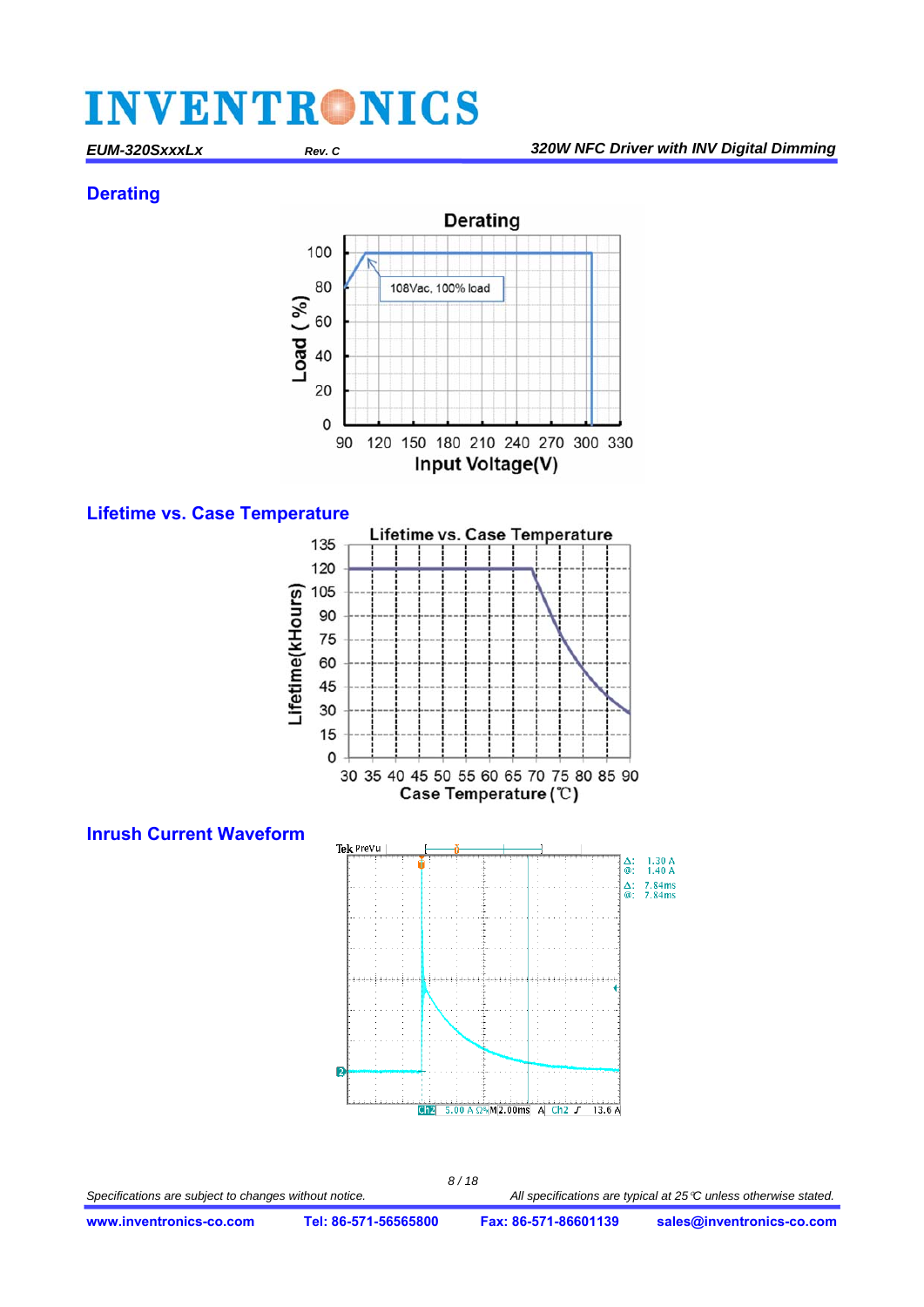## Derating

**Derating**

Load ( %)

100, 80, 60, 40, 20, 0

108Vac, 100% load

90 120 150 180 210 240 270 300 330

Input Voltage(V)

## Lifetime vs. Case Temperature

**Lifetime vs. Case Temperature**

Lifetime(kHours)

135, 120, 105, 90, 75, 60, 45, 30, 15, 0

30 35 40 45 50 55 60 65 70 75 80 85 90

Case Temperature (℃)

## Inrush Current Waveform

Tek PreVu

Δ: 1.30 A
@: 1.40 A
Δ: 7.84ms
@: 7.84ms

Ch2 5.00 A Ω M 2.00ms A Ch2 ∫ 13.6 A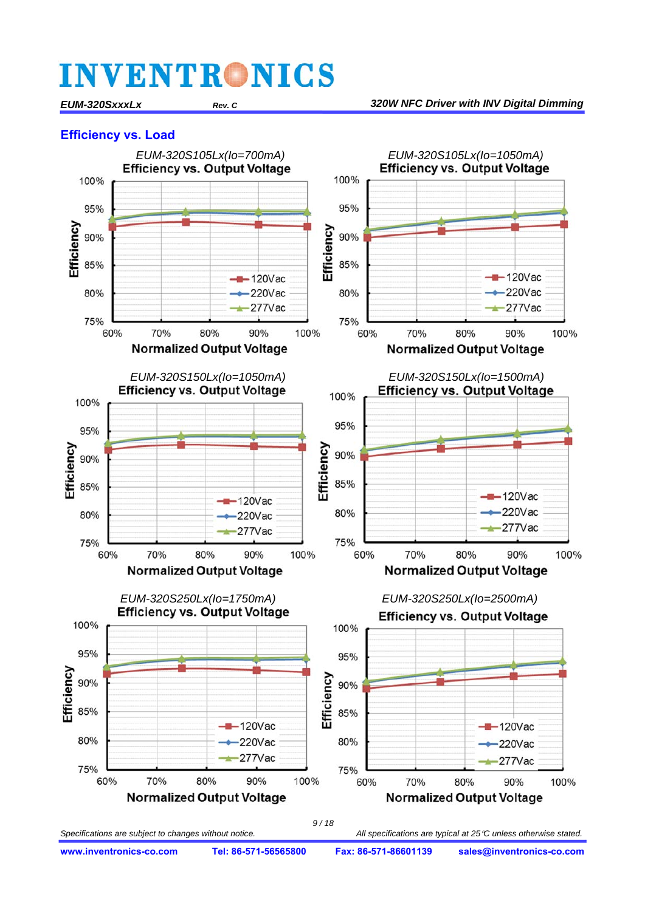## Efficiency vs. Load

*EUM-320S105Lx(Io=700mA)*
**Efficiency vs. Output Voltage**

Efficiency (75%–100%) vs. Normalized Output Voltage (60%–100%); curves: 120Vac, 220Vac, 277Vac

*EUM-320S105Lx(Io=1050mA)*
**Efficiency vs. Output Voltage**

Efficiency (75%–100%) vs. Normalized Output Voltage (60%–100%); curves: 120Vac, 220Vac, 277Vac

*EUM-320S150Lx(Io=1050mA)*
**Efficiency vs. Output Voltage**

Efficiency (75%–100%) vs. Normalized Output Voltage (60%–100%); curves: 120Vac, 220Vac, 277Vac

*EUM-320S150Lx(Io=1500mA)*
**Efficiency vs. Output Voltage**

Efficiency (75%–100%) vs. Normalized Output Voltage (60%–100%); curves: 120Vac, 220Vac, 277Vac

*EUM-320S250Lx(Io=1750mA)*
**Efficiency vs. Output Voltage**

Efficiency (75%–100%) vs. Normalized Output Voltage (60%–100%); curves: 120Vac, 220Vac, 277Vac

*EUM-320S250Lx(Io=2500mA)*
**Efficiency vs. Output Voltage**

Efficiency (75%–100%) vs. Normalized Output Voltage (60%–100%); curves: 120Vac, 220Vac, 277Vac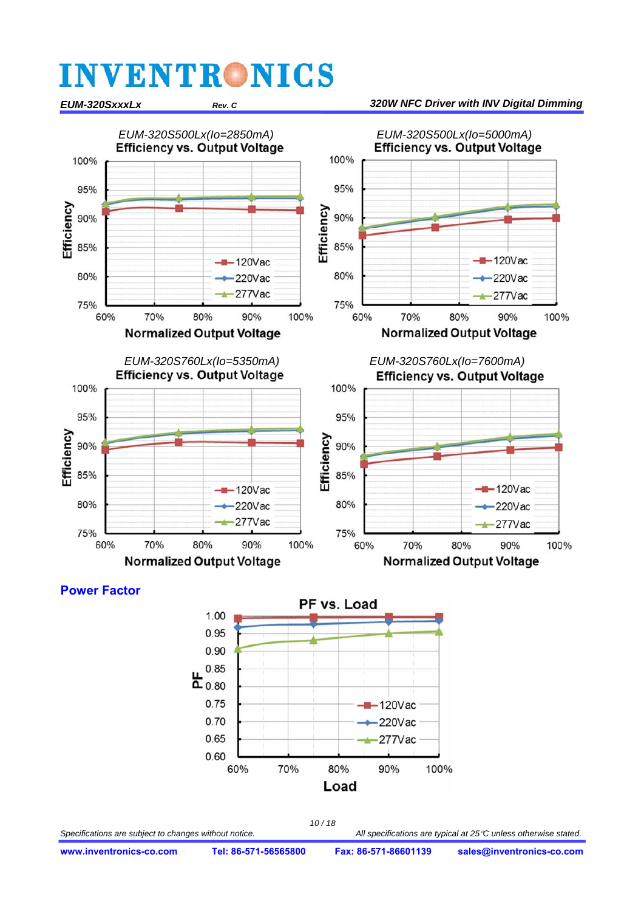EUM-320S500Lx(Io=2850mA)
**Efficiency vs. Output Voltage**

EUM-320S500Lx(Io=5000mA)
**Efficiency vs. Output Voltage**

EUM-320S760Lx(Io=5350mA)
**Efficiency vs. Output Voltage**

EUM-320S760Lx(Io=7600mA)
**Efficiency vs. Output Voltage**

## Power Factor

**PF vs. Load**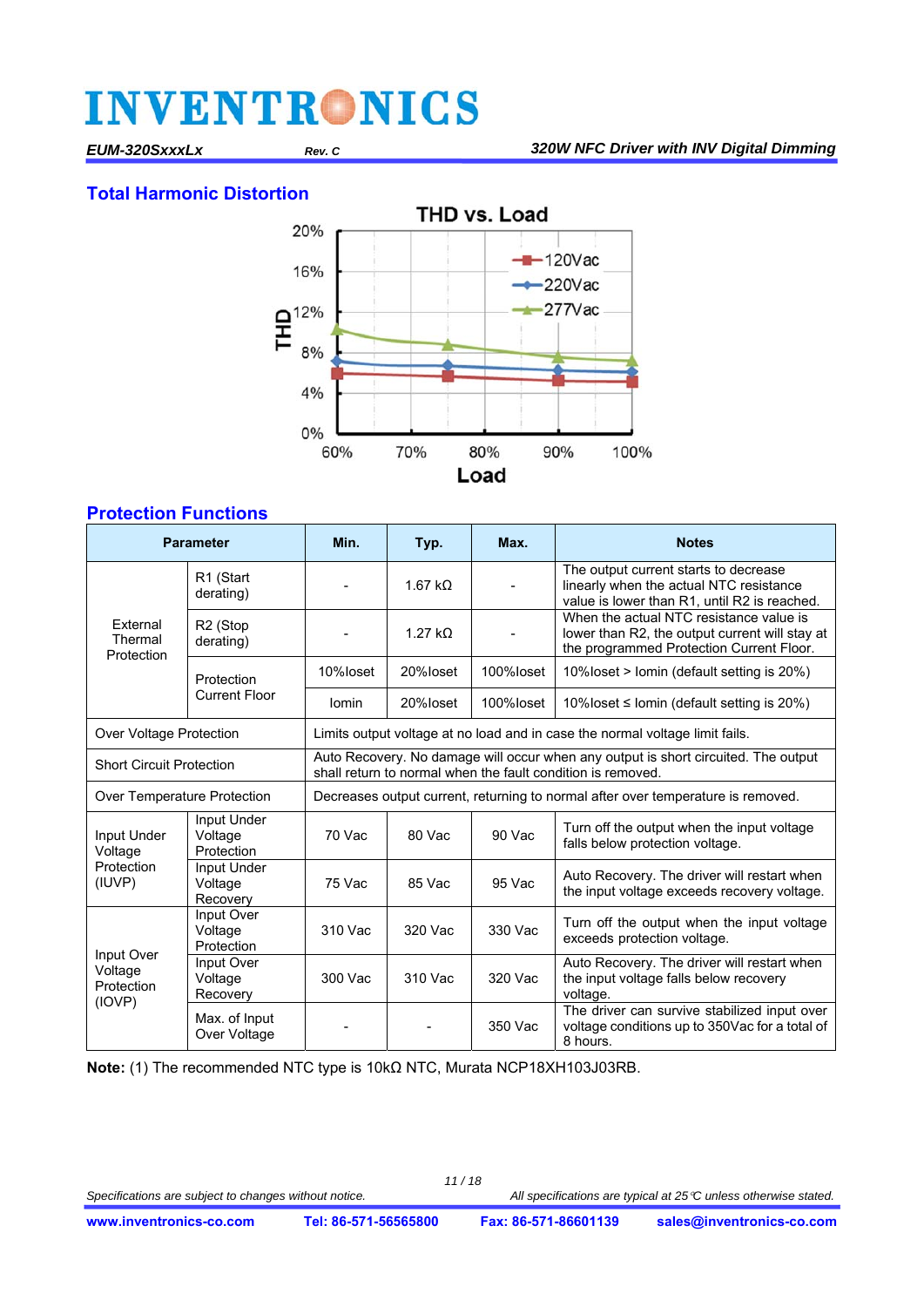## Total Harmonic Distortion

## Protection Functions

| Parameter | | Min. | Typ. | Max. | Notes |
|---|---|---|---|---|---|
| External Thermal Protection | R1 (Start derating) | - | 1.67 kΩ | - | The output current starts to decrease linearly when the actual NTC resistance value is lower than R1, until R2 is reached. |
| | R2 (Stop derating) | - | 1.27 kΩ | - | When the actual NTC resistance value is lower than R2, the output current will stay at the programmed Protection Current Floor. |
| | Protection Current Floor | 10%Ioset | 20%Ioset | 100%Ioset | 10%Ioset > Iomin (default setting is 20%) |
| | | Iomin | 20%Ioset | 100%Ioset | 10%Ioset ≤ Iomin (default setting is 20%) |
| Over Voltage Protection | | Limits output voltage at no load and in case the normal voltage limit fails. | | | |
| Short Circuit Protection | | Auto Recovery. No damage will occur when any output is short circuited. The output shall return to normal when the fault condition is removed. | | | |
| Over Temperature Protection | | Decreases output current, returning to normal after over temperature is removed. | | | |
| Input Under Voltage Protection (IUVP) | Input Under Voltage Protection | 70 Vac | 80 Vac | 90 Vac | Turn off the output when the input voltage falls below protection voltage. |
| | Input Under Voltage Recovery | 75 Vac | 85 Vac | 95 Vac | Auto Recovery. The driver will restart when the input voltage exceeds recovery voltage. |
| Input Over Voltage Protection (IOVP) | Input Over Voltage Protection | 310 Vac | 320 Vac | 330 Vac | Turn off the output when the input voltage exceeds protection voltage. |
| | Input Over Voltage Recovery | 300 Vac | 310 Vac | 320 Vac | Auto Recovery. The driver will restart when the input voltage falls below recovery voltage. |
| | Max. of Input Over Voltage | - | - | 350 Vac | The driver can survive stabilized input over voltage conditions up to 350Vac for a total of 8 hours. |

**Note:** (1) The recommended NTC type is 10kΩ NTC, Murata NCP18XH103J03RB.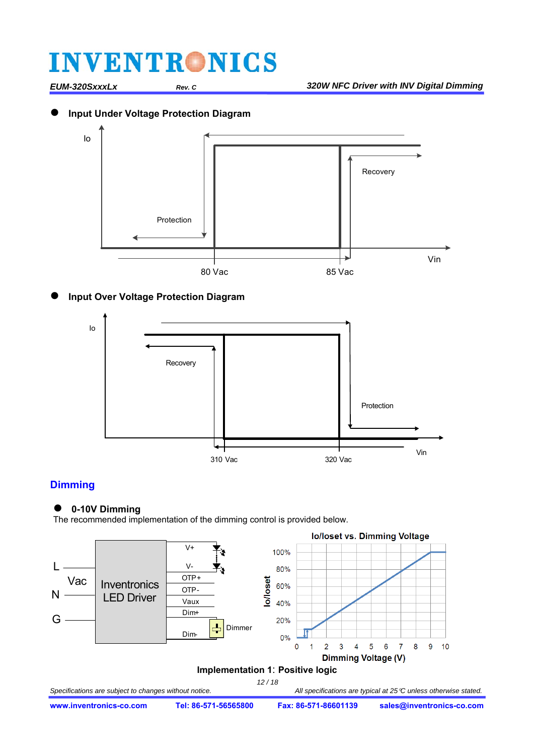- **Input Under Voltage Protection Diagram**

Io

Protection

Recovery

Vin

80 Vac　　85 Vac

- **Input Over Voltage Protection Diagram**

Io

Recovery

Protection

Vin

310 Vac　　320 Vac

## Dimming

- **0-10V Dimming**

The recommended implementation of the dimming control is provided below.

L　Vac　N　G

Inventronics LED Driver

V+　V-　OTP+　OTP-　Vaux　Dim+　Dim-

Dimmer

Io/Ioset vs. Dimming Voltage

Io/Ioset: 0%, 20%, 40%, 60%, 80%, 100%

Dimming Voltage (V): 0, 1, 2, 3, 4, 5, 6, 7, 8, 9, 10

**Implementation 1: Positive logic**

*Specifications are subject to changes without notice.*　　*All specifications are typical at 25℃ unless otherwise stated.*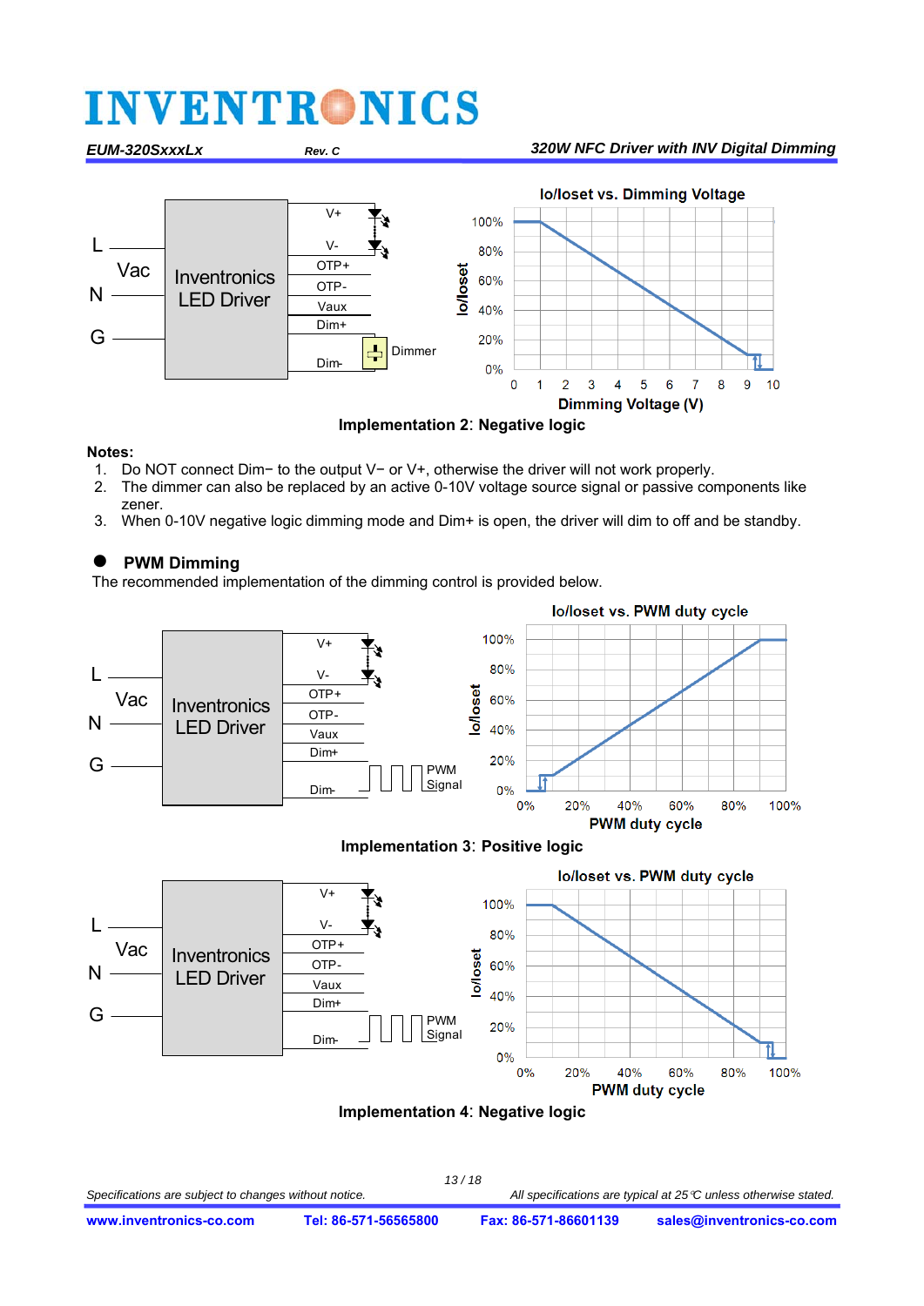Implementation 2: Negative logic

**Notes:**

1. Do NOT connect Dim− to the output V− or V+, otherwise the driver will not work properly.
2. The dimmer can also be replaced by an active 0-10V voltage source signal or passive components like zener.
3. When 0-10V negative logic dimming mode and Dim+ is open, the driver will dim to off and be standby.

- **PWM Dimming**

The recommended implementation of the dimming control is provided below.

Implementation 3: Positive logic

Implementation 4: Negative logic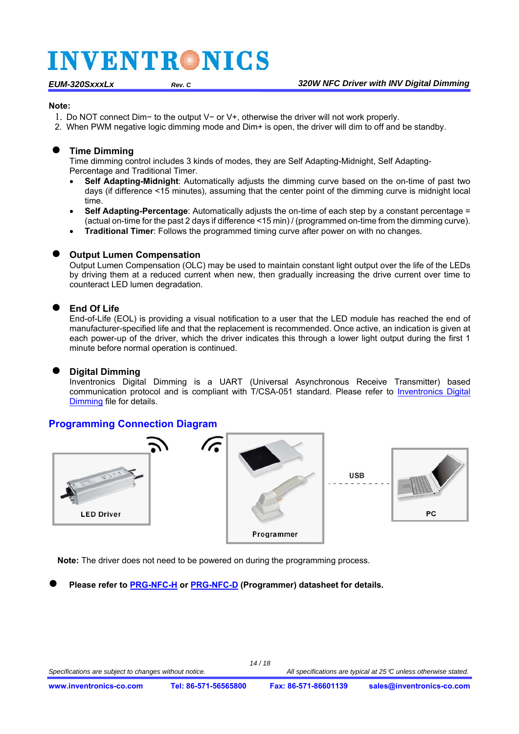**Note:**

1. Do NOT connect Dim− to the output V− or V+, otherwise the driver will not work properly.
2. When PWM negative logic dimming mode and Dim+ is open, the driver will dim to off and be standby.

- **Time Dimming**

  Time dimming control includes 3 kinds of modes, they are Self Adapting-Midnight, Self Adapting-Percentage and Traditional Timer.
  - **Self Adapting-Midnight**: Automatically adjusts the dimming curve based on the on-time of past two days (if difference <15 minutes), assuming that the center point of the dimming curve is midnight local time.
  - **Self Adapting-Percentage**: Automatically adjusts the on-time of each step by a constant percentage = (actual on-time for the past 2 days if difference <15 min) / (programmed on-time from the dimming curve).
  - **Traditional Timer**: Follows the programmed timing curve after power on with no changes.

- **Output Lumen Compensation**

  Output Lumen Compensation (OLC) may be used to maintain constant light output over the life of the LEDs by driving them at a reduced current when new, then gradually increasing the drive current over time to counteract LED lumen degradation.

- **End Of Life**

  End-of-Life (EOL) is providing a visual notification to a user that the LED module has reached the end of manufacturer-specified life and that the replacement is recommended. Once active, an indication is given at each power-up of the driver, which the driver indicates this through a lower light output during the first 1 minute before normal operation is continued.

- **Digital Dimming**

  Inventronics Digital Dimming is a UART (Universal Asynchronous Receive Transmitter) based communication protocol and is compliant with T/CSA-051 standard. Please refer to Inventronics Digital Dimming file for details.

## Programming Connection Diagram

LED Driver · Programmer · USB · PC

**Note:** The driver does not need to be powered on during the programming process.

- **Please refer to PRG-NFC-H or PRG-NFC-D (Programmer) datasheet for details.**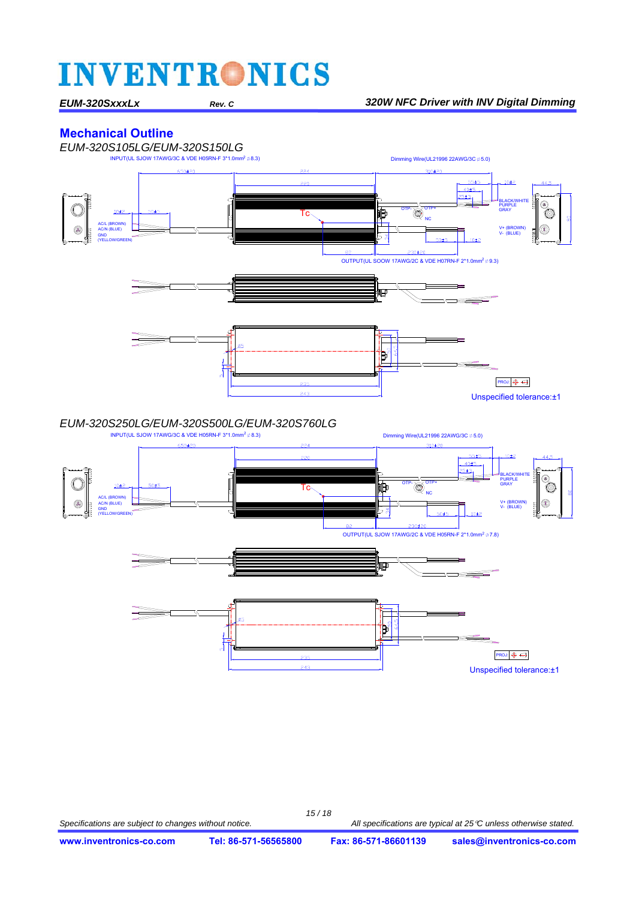## Mechanical Outline

*EUM-320S105LG/EUM-320S150LG*

INPUT(UL SJOW 17AWG/3C & VDE H05RN-F 3*1.0mm² ⌀8.3)

Dimming Wire(UL21996 22AWG/3C ⌀5.0)

OUTPUT(UL SOOW 17AWG/2C & VDE H07RN-F 2*1.0mm² ⌀9.3)

AC/L (BROWN)
AC/N (BLUE)
GND (YELLOW/GREEN)

BLACK/WHITE
PURPLE
GRAY

OTP- OTP+ NC

V+ (BROWN)
V- (BLUE)

Tc

650±20, 224, 220, 310±20, 50±5, 40±5, 25±3, 10±2, 44.5, 82, 230±20, 233, 243

Unspecified tolerance:±1

*EUM-320S250LG/EUM-320S500LG/EUM-320S760LG*

INPUT(UL SJOW 17AWG/3C & VDE H05RN-F 3*1.0mm² ⌀8.3)

Dimming Wire(UL21996 22AWG/3C ⌀5.0)

OUTPUT(UL SJOW 17AWG/2C & VDE H05RN-F 2*1.0mm² ⌀7.8)

AC/L (BROWN)
AC/N (BLUE)
GND (YELLOW/GREEN)

BLACK/WHITE
PURPLE
GRAY

OTP- OTP+ NC

V+ (BROWN)
V- (BLUE)

Tc

650±20, 224, 220, 310±20, 50±5, 40±5, 25±3, 10±2, 44.5, 82, 230±20, 233, 243

Unspecified tolerance:±1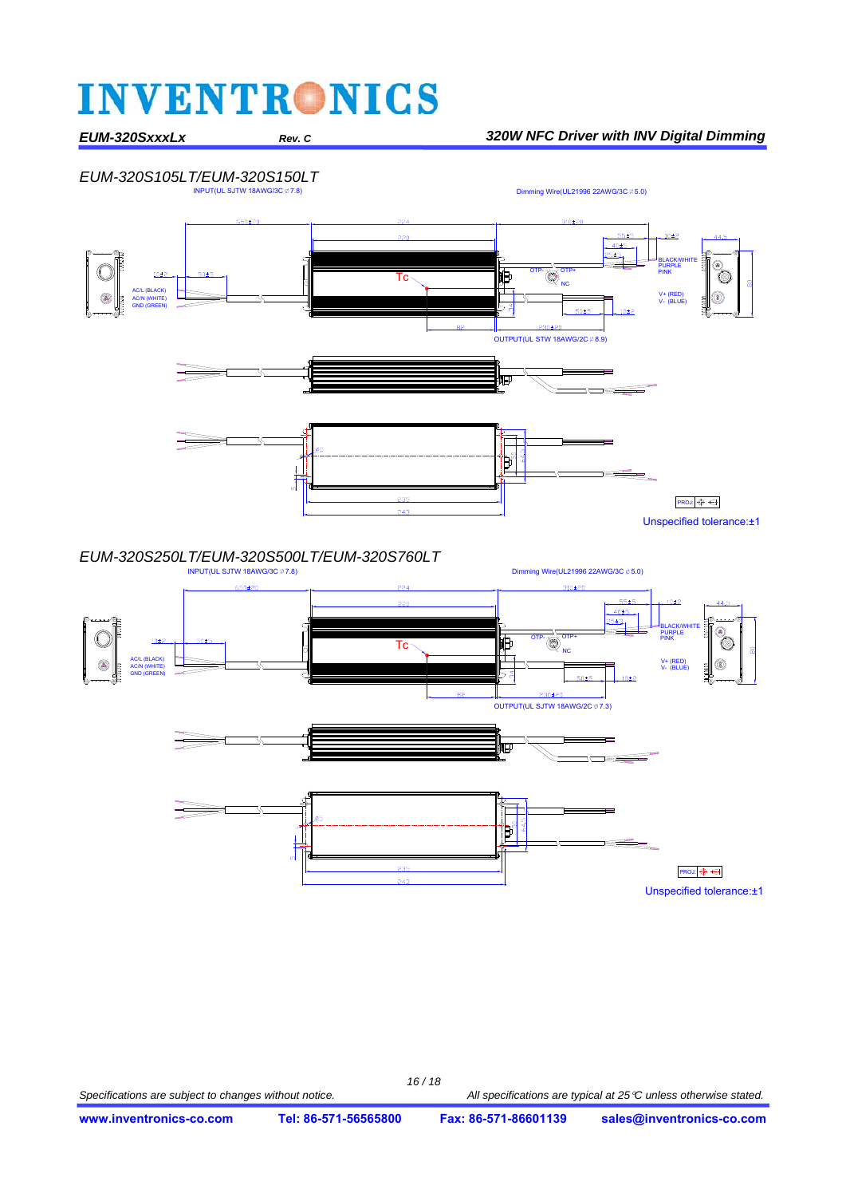## EUM-320S105LT/EUM-320S150LT

INPUT(UL SJTW 18AWG/3C ⌀7.8)

Dimming Wire(UL21996 22AWG/3C ⌀5.0)

AC/L (BLACK)
AC/N (WHITE)
GND (GREEN)

Tc

OTP- OTP+
NC

BLACK/WHITE
PURPLE
PINK

V+ (RED)
V- (BLUE)

OUTPUT(UL STW 18AWG/2C ⌀8.9)

Unspecified tolerance:±1

## EUM-320S250LT/EUM-320S500LT/EUM-320S760LT

INPUT(UL SJTW 18AWG/3C ⌀7.8)

Dimming Wire(UL21996 22AWG/3C ⌀5.0)

AC/L (BLACK)
AC/N (WHITE)
GND (GREEN)

Tc

OTP- OTP+
NC

BLACK/WHITE
PURPLE
PINK

V+ (RED)
V- (BLUE)

OUTPUT(UL SJTW 18AWG/2C ⌀7.3)

Unspecified tolerance:±1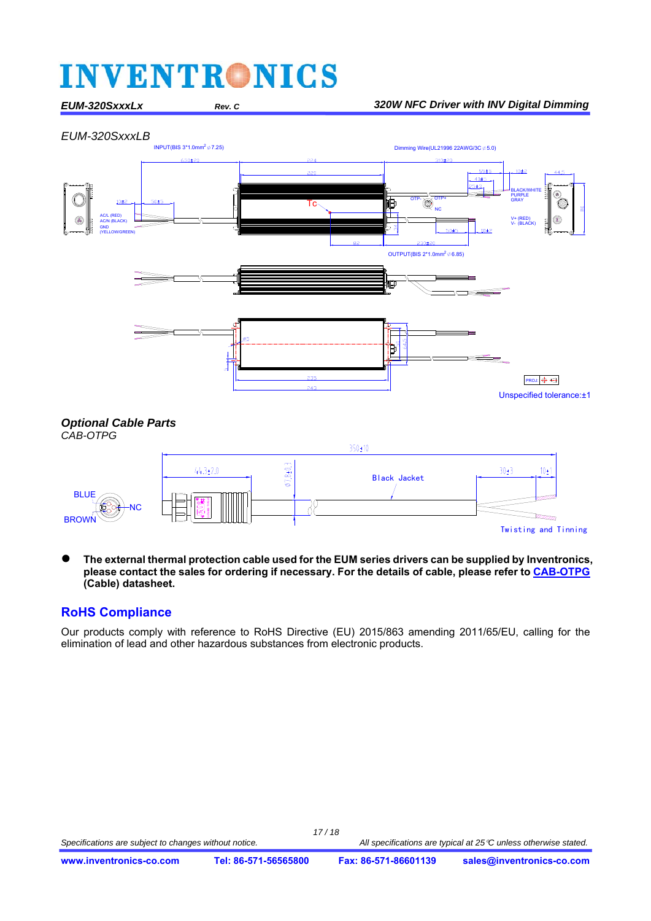### *EUM-320SxxxLB*

INPUT(BIS 3*1.0mm² ⌀7.25)

Dimming Wire(UL21996 22AWG/3C ⌀5.0)

AC/L (RED)
AC/N (BLACK)
GND
(YELLOW/GREEN)

Tc

OTP- OTP+
NC

BLACK/WHITE
PURPLE
GRAY

V+ (RED)
V- (BLACK)

OUTPUT(BIS 2*1.0mm² ⌀6.85)

Unspecified tolerance:±1

## *Optional Cable Parts*

*CAB-OTPG*

BLUE
NC
BROWN

Black Jacket

Twisting and Tinning

- **The external thermal protection cable used for the EUM series drivers can be supplied by Inventronics, please contact the sales for ordering if necessary. For the details of cable, please refer to CAB-OTPG (Cable) datasheet.**

## RoHS Compliance

Our products comply with reference to RoHS Directive (EU) 2015/863 amending 2011/65/EU, calling for the elimination of lead and other hazardous substances from electronic products.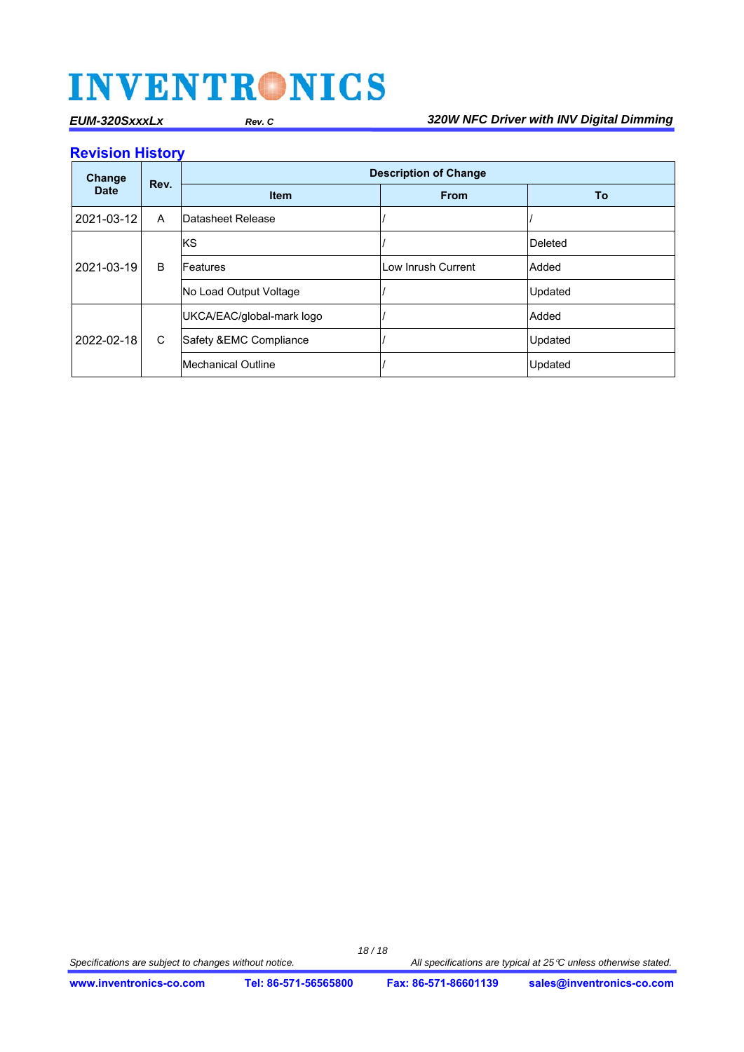## Revision History

| Change Date | Rev. | Description of Change | | |
|---|---|---|---|---|
| | | Item | From | To |
| 2021-03-12 | A | Datasheet Release | / | / |
| 2021-03-19 | B | KS | / | Deleted |
| | | Features | Low Inrush Current | Added |
| | | No Load Output Voltage | / | Updated |
| 2022-02-18 | C | UKCA/EAC/global-mark logo | / | Added |
| | | Safety &EMC Compliance | / | Updated |
| | | Mechanical Outline | / | Updated |